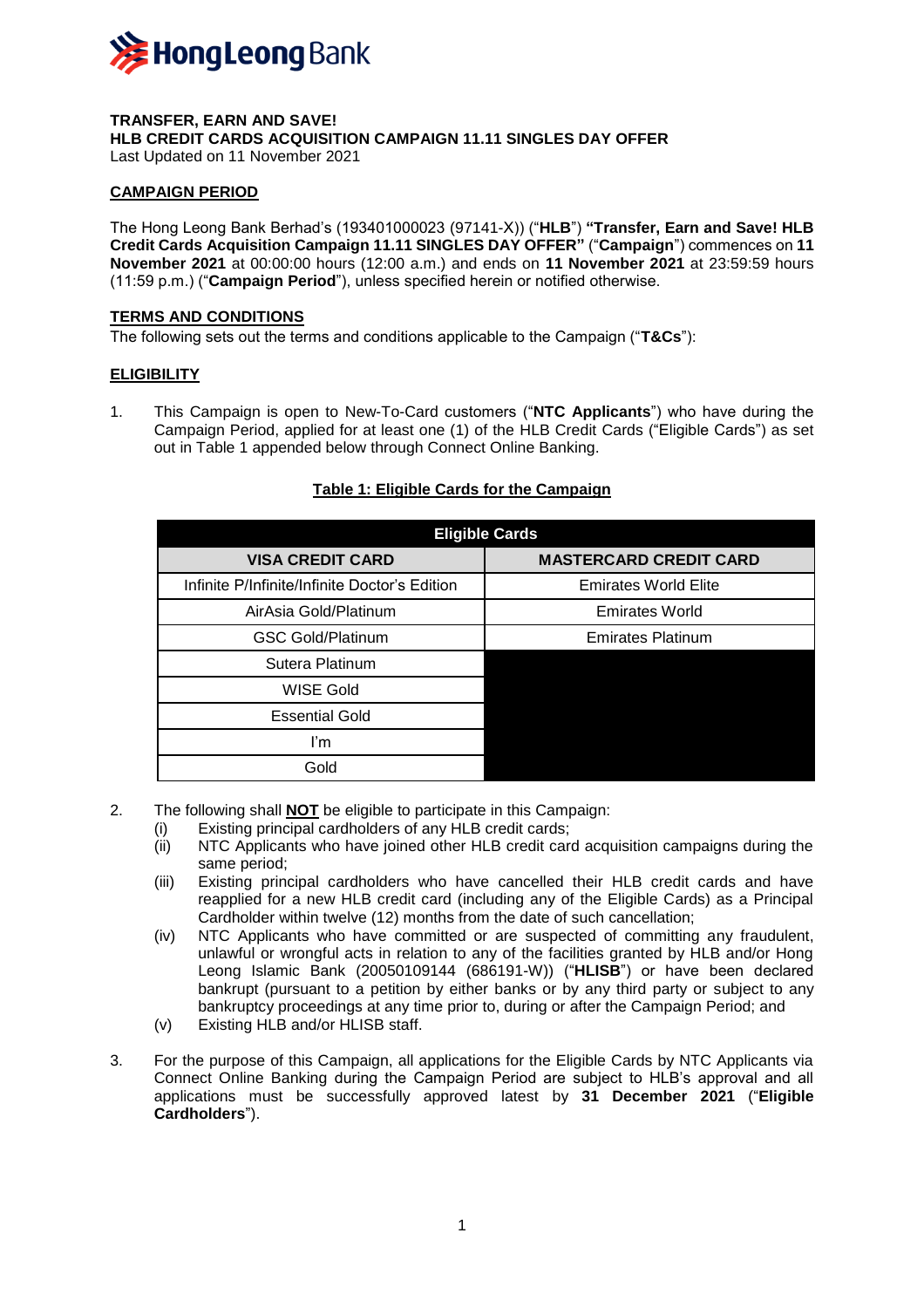**TRANSFER, EARN AND SAVE!**
**HLB CREDIT CARDS ACQUISITION CAMPAIGN 11.11 SINGLES DAY OFFER**
Last Updated on 11 November 2021

## CAMPAIGN PERIOD

The Hong Leong Bank Berhad's (193401000023 (97141-X)) ("**HLB**") **"Transfer, Earn and Save! HLB Credit Cards Acquisition Campaign 11.11 SINGLES DAY OFFER"** ("**Campaign**") commences on **11 November 2021** at 00:00:00 hours (12:00 a.m.) and ends on **11 November 2021** at 23:59:59 hours (11:59 p.m.) ("**Campaign Period**"), unless specified herein or notified otherwise.

## TERMS AND CONDITIONS

The following sets out the terms and conditions applicable to the Campaign ("**T&Cs**"):

## ELIGIBILITY

1. This Campaign is open to New-To-Card customers ("**NTC Applicants**") who have during the Campaign Period, applied for at least one (1) of the HLB Credit Cards ("Eligible Cards") as set out in Table 1 appended below through Connect Online Banking.

**Table 1: Eligible Cards for the Campaign**

| Eligible Cards | |
|---|---|
| **VISA CREDIT CARD** | **MASTERCARD CREDIT CARD** |
| Infinite P/Infinite/Infinite Doctor's Edition | Emirates World Elite |
| AirAsia Gold/Platinum | Emirates World |
| GSC Gold/Platinum | Emirates Platinum |
| Sutera Platinum | |
| WISE Gold | |
| Essential Gold | |
| I'm | |
| Gold | |

2. The following shall **NOT** be eligible to participate in this Campaign:
   (i) Existing principal cardholders of any HLB credit cards;
   (ii) NTC Applicants who have joined other HLB credit card acquisition campaigns during the same period;
   (iii) Existing principal cardholders who have cancelled their HLB credit cards and have reapplied for a new HLB credit card (including any of the Eligible Cards) as a Principal Cardholder within twelve (12) months from the date of such cancellation;
   (iv) NTC Applicants who have committed or are suspected of committing any fraudulent, unlawful or wrongful acts in relation to any of the facilities granted by HLB and/or Hong Leong Islamic Bank (20050109144 (686191-W)) ("**HLISB**") or have been declared bankrupt (pursuant to a petition by either banks or by any third party or subject to any bankruptcy proceedings at any time prior to, during or after the Campaign Period; and
   (v) Existing HLB and/or HLISB staff.

3. For the purpose of this Campaign, all applications for the Eligible Cards by NTC Applicants via Connect Online Banking during the Campaign Period are subject to HLB's approval and all applications must be successfully approved latest by **31 December 2021** ("**Eligible Cardholders**").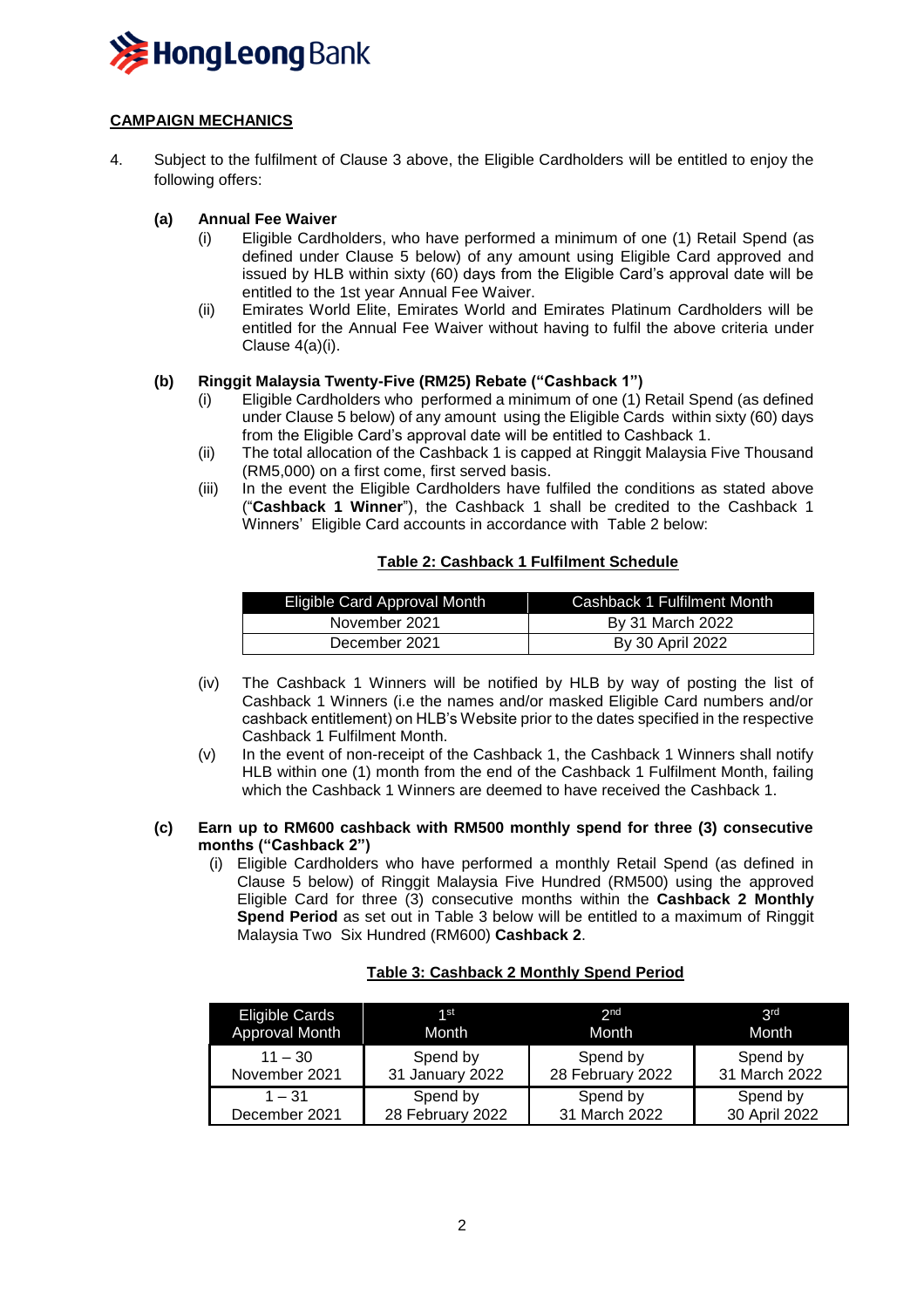## CAMPAIGN MECHANICS

4. Subject to the fulfilment of Clause 3 above, the Eligible Cardholders will be entitled to enjoy the following offers:

**(a) Annual Fee Waiver**

(i) Eligible Cardholders, who have performed a minimum of one (1) Retail Spend (as defined under Clause 5 below) of any amount using Eligible Card approved and issued by HLB within sixty (60) days from the Eligible Card's approval date will be entitled to the 1st year Annual Fee Waiver.

(ii) Emirates World Elite, Emirates World and Emirates Platinum Cardholders will be entitled for the Annual Fee Waiver without having to fulfil the above criteria under Clause 4(a)(i).

**(b) Ringgit Malaysia Twenty-Five (RM25) Rebate ("Cashback 1")**

(i) Eligible Cardholders who performed a minimum of one (1) Retail Spend (as defined under Clause 5 below) of any amount using the Eligible Cards within sixty (60) days from the Eligible Card's approval date will be entitled to Cashback 1.

(ii) The total allocation of the Cashback 1 is capped at Ringgit Malaysia Five Thousand (RM5,000) on a first come, first served basis.

(iii) In the event the Eligible Cardholders have fulfiled the conditions as stated above ("**Cashback 1 Winner**"), the Cashback 1 shall be credited to the Cashback 1 Winners' Eligible Card accounts in accordance with Table 2 below:

**Table 2: Cashback 1 Fulfilment Schedule**

| Eligible Card Approval Month | Cashback 1 Fulfilment Month |
|---|---|
| November 2021 | By 31 March 2022 |
| December 2021 | By 30 April 2022 |

(iv) The Cashback 1 Winners will be notified by HLB by way of posting the list of Cashback 1 Winners (i.e the names and/or masked Eligible Card numbers and/or cashback entitlement) on HLB's Website prior to the dates specified in the respective Cashback 1 Fulfilment Month.

(v) In the event of non-receipt of the Cashback 1, the Cashback 1 Winners shall notify HLB within one (1) month from the end of the Cashback 1 Fulfilment Month, failing which the Cashback 1 Winners are deemed to have received the Cashback 1.

**(c) Earn up to RM600 cashback with RM500 monthly spend for three (3) consecutive months ("Cashback 2")**

(i) Eligible Cardholders who have performed a monthly Retail Spend (as defined in Clause 5 below) of Ringgit Malaysia Five Hundred (RM500) using the approved Eligible Card for three (3) consecutive months within the **Cashback 2 Monthly Spend Period** as set out in Table 3 below will be entitled to a maximum of Ringgit Malaysia Two Six Hundred (RM600) **Cashback 2**.

**Table 3: Cashback 2 Monthly Spend Period**

| Eligible Cards Approval Month | 1st Month | 2nd Month | 3rd Month |
|---|---|---|---|
| 11 – 30 November 2021 | Spend by 31 January 2022 | Spend by 28 February 2022 | Spend by 31 March 2022 |
| 1 – 31 December 2021 | Spend by 28 February 2022 | Spend by 31 March 2022 | Spend by 30 April 2022 |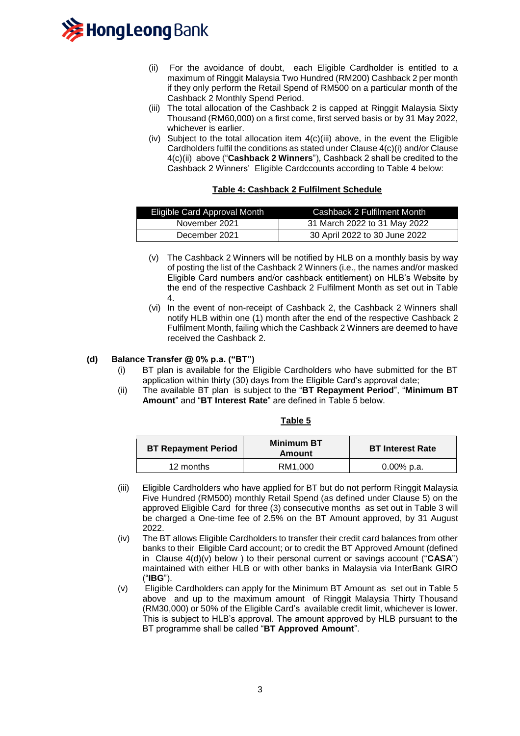(ii) For the avoidance of doubt, each Eligible Cardholder is entitled to a maximum of Ringgit Malaysia Two Hundred (RM200) Cashback 2 per month if they only perform the Retail Spend of RM500 on a particular month of the Cashback 2 Monthly Spend Period.

(iii) The total allocation of the Cashback 2 is capped at Ringgit Malaysia Sixty Thousand (RM60,000) on a first come, first served basis or by 31 May 2022, whichever is earlier.

(iv) Subject to the total allocation item 4(c)(iii) above, in the event the Eligible Cardholders fulfil the conditions as stated under Clause 4(c)(i) and/or Clause 4(c)(ii) above ("**Cashback 2 Winners**"), Cashback 2 shall be credited to the Cashback 2 Winners' Eligible Cardccounts according to Table 4 below:

**Table 4: Cashback 2 Fulfilment Schedule**

| Eligible Card Approval Month | Cashback 2 Fulfilment Month |
|---|---|
| November 2021 | 31 March 2022 to 31 May 2022 |
| December 2021 | 30 April 2022 to 30 June 2022 |

(v) The Cashback 2 Winners will be notified by HLB on a monthly basis by way of posting the list of the Cashback 2 Winners (i.e., the names and/or masked Eligible Card numbers and/or cashback entitlement) on HLB's Website by the end of the respective Cashback 2 Fulfilment Month as set out in Table 4.

(vi) In the event of non-receipt of Cashback 2, the Cashback 2 Winners shall notify HLB within one (1) month after the end of the respective Cashback 2 Fulfilment Month, failing which the Cashback 2 Winners are deemed to have received the Cashback 2.

**(d) Balance Transfer @ 0% p.a. ("BT")**

(i) BT plan is available for the Eligible Cardholders who have submitted for the BT application within thirty (30) days from the Eligible Card's approval date;

(ii) The available BT plan is subject to the "**BT Repayment Period**", "**Minimum BT Amount**" and "**BT Interest Rate**" are defined in Table 5 below.

**Table 5**

| BT Repayment Period | Minimum BT Amount | BT Interest Rate |
|---|---|---|
| 12 months | RM1,000 | 0.00% p.a. |

(iii) Eligible Cardholders who have applied for BT but do not perform Ringgit Malaysia Five Hundred (RM500) monthly Retail Spend (as defined under Clause 5) on the approved Eligible Card for three (3) consecutive months as set out in Table 3 will be charged a One-time fee of 2.5% on the BT Amount approved, by 31 August 2022.

(iv) The BT allows Eligible Cardholders to transfer their credit card balances from other banks to their Eligible Card account; or to credit the BT Approved Amount (defined in Clause 4(d)(v) below ) to their personal current or savings account ("**CASA**") maintained with either HLB or with other banks in Malaysia via InterBank GIRO ("**IBG**").

(v) Eligible Cardholders can apply for the Minimum BT Amount as set out in Table 5 above and up to the maximum amount of Ringgit Malaysia Thirty Thousand (RM30,000) or 50% of the Eligible Card's available credit limit, whichever is lower. This is subject to HLB's approval. The amount approved by HLB pursuant to the BT programme shall be called "**BT Approved Amount**".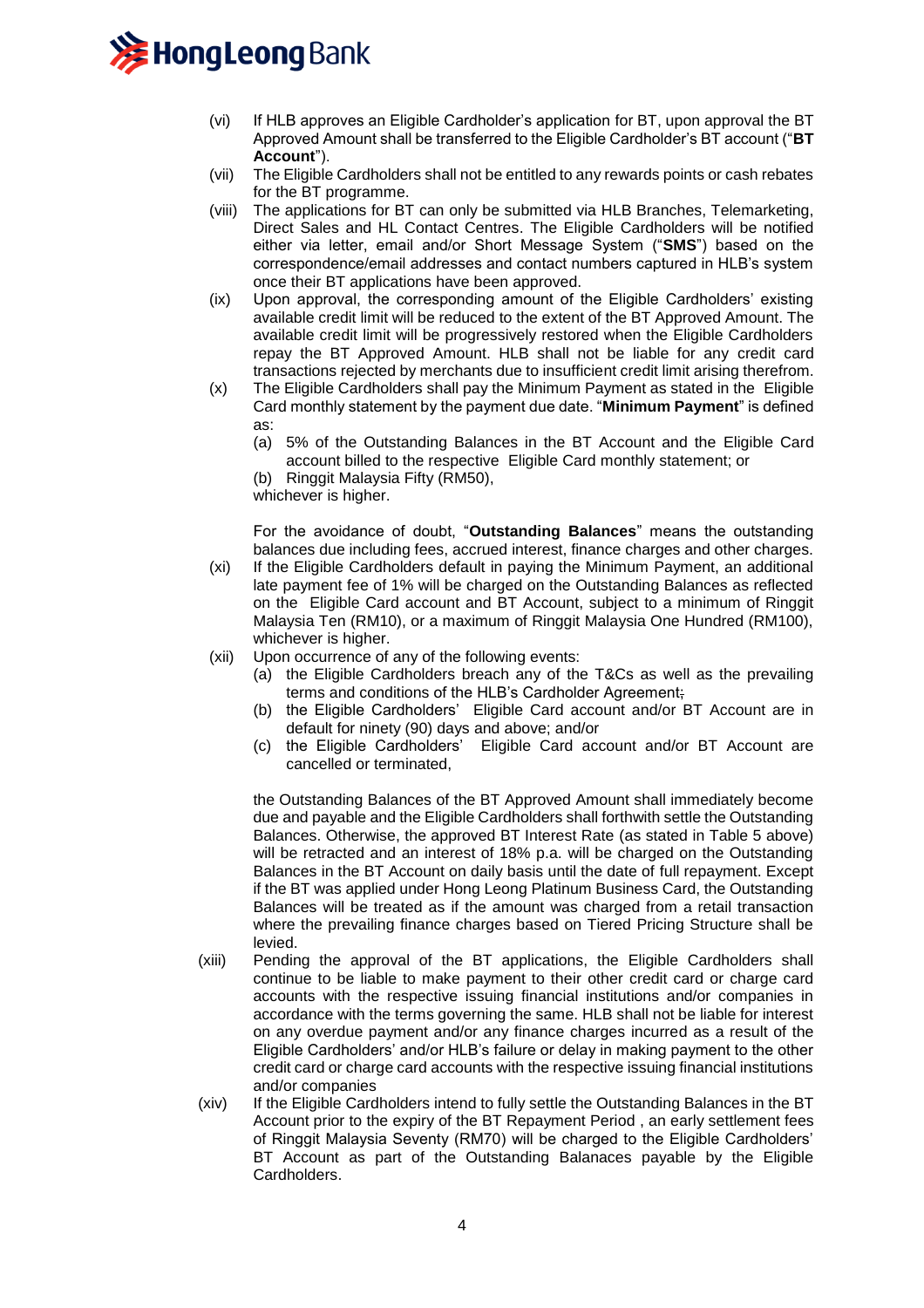(vi) If HLB approves an Eligible Cardholder's application for BT, upon approval the BT Approved Amount shall be transferred to the Eligible Cardholder's BT account ("**BT Account**").

(vii) The Eligible Cardholders shall not be entitled to any rewards points or cash rebates for the BT programme.

(viii) The applications for BT can only be submitted via HLB Branches, Telemarketing, Direct Sales and HL Contact Centres. The Eligible Cardholders will be notified either via letter, email and/or Short Message System ("**SMS**") based on the correspondence/email addresses and contact numbers captured in HLB's system once their BT applications have been approved.

(ix) Upon approval, the corresponding amount of the Eligible Cardholders' existing available credit limit will be reduced to the extent of the BT Approved Amount. The available credit limit will be progressively restored when the Eligible Cardholders repay the BT Approved Amount. HLB shall not be liable for any credit card transactions rejected by merchants due to insufficient credit limit arising therefrom.

(x) The Eligible Cardholders shall pay the Minimum Payment as stated in the Eligible Card monthly statement by the payment due date. "**Minimum Payment**" is defined as:

(a) 5% of the Outstanding Balances in the BT Account and the Eligible Card account billed to the respective Eligible Card monthly statement; or

(b) Ringgit Malaysia Fifty (RM50),

whichever is higher.

For the avoidance of doubt, "**Outstanding Balances**" means the outstanding balances due including fees, accrued interest, finance charges and other charges.

(xi) If the Eligible Cardholders default in paying the Minimum Payment, an additional late payment fee of 1% will be charged on the Outstanding Balances as reflected on the Eligible Card account and BT Account, subject to a minimum of Ringgit Malaysia Ten (RM10), or a maximum of Ringgit Malaysia One Hundred (RM100), whichever is higher.

(xii) Upon occurrence of any of the following events:

(a) the Eligible Cardholders breach any of the T&Cs as well as the prevailing terms and conditions of the HLB's Cardholder Agreement;

(b) the Eligible Cardholders' Eligible Card account and/or BT Account are in default for ninety (90) days and above; and/or

(c) the Eligible Cardholders' Eligible Card account and/or BT Account are cancelled or terminated,

the Outstanding Balances of the BT Approved Amount shall immediately become due and payable and the Eligible Cardholders shall forthwith settle the Outstanding Balances. Otherwise, the approved BT Interest Rate (as stated in Table 5 above) will be retracted and an interest of 18% p.a. will be charged on the Outstanding Balances in the BT Account on daily basis until the date of full repayment. Except if the BT was applied under Hong Leong Platinum Business Card, the Outstanding Balances will be treated as if the amount was charged from a retail transaction where the prevailing finance charges based on Tiered Pricing Structure shall be levied.

(xiii) Pending the approval of the BT applications, the Eligible Cardholders shall continue to be liable to make payment to their other credit card or charge card accounts with the respective issuing financial institutions and/or companies in accordance with the terms governing the same. HLB shall not be liable for interest on any overdue payment and/or any finance charges incurred as a result of the Eligible Cardholders' and/or HLB's failure or delay in making payment to the other credit card or charge card accounts with the respective issuing financial institutions and/or companies

(xiv) If the Eligible Cardholders intend to fully settle the Outstanding Balances in the BT Account prior to the expiry of the BT Repayment Period , an early settlement fees of Ringgit Malaysia Seventy (RM70) will be charged to the Eligible Cardholders' BT Account as part of the Outstanding Balanaces payable by the Eligible Cardholders.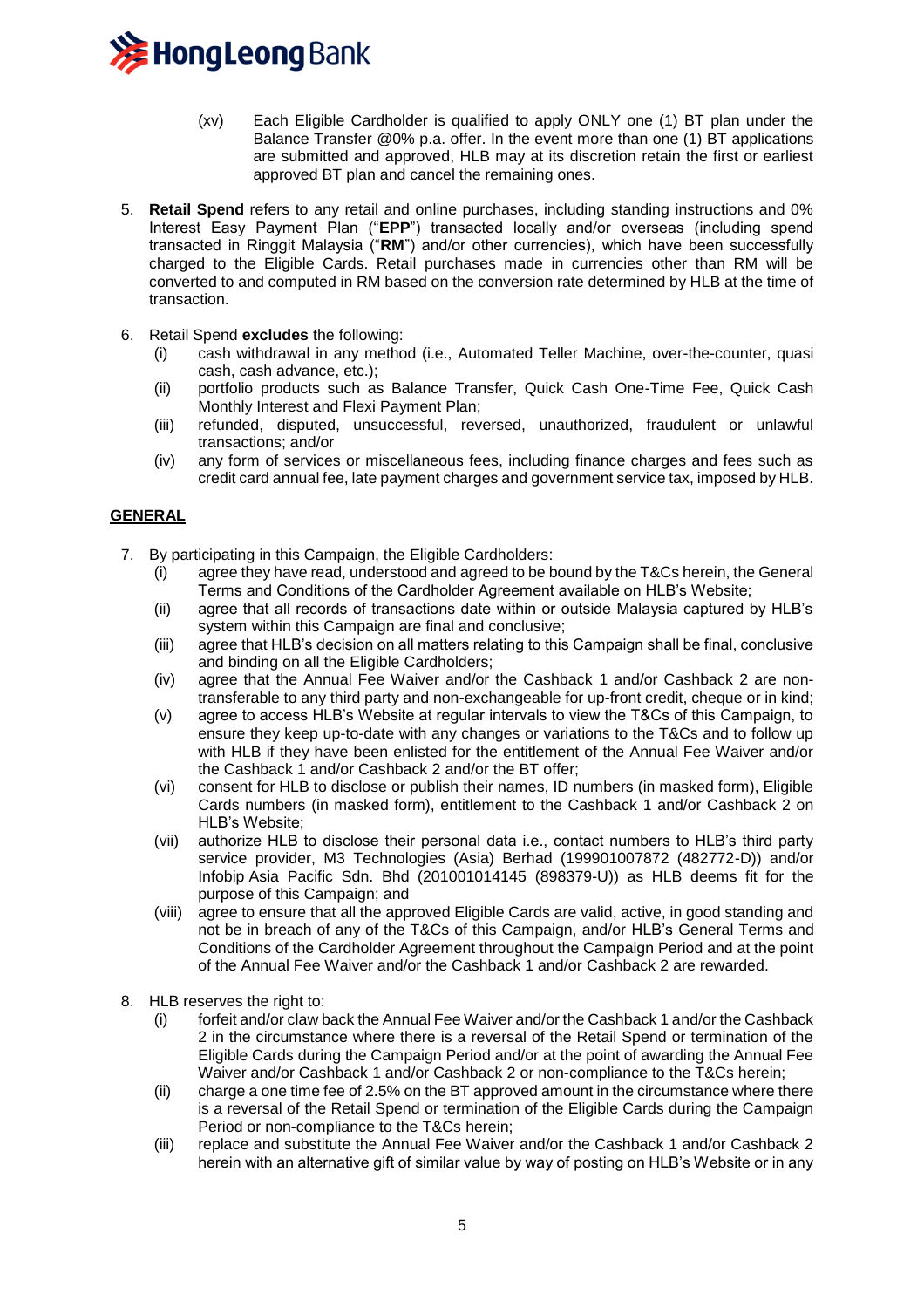(xv) Each Eligible Cardholder is qualified to apply ONLY one (1) BT plan under the Balance Transfer @0% p.a. offer. In the event more than one (1) BT applications are submitted and approved, HLB may at its discretion retain the first or earliest approved BT plan and cancel the remaining ones.

5. **Retail Spend** refers to any retail and online purchases, including standing instructions and 0% Interest Easy Payment Plan ("**EPP**") transacted locally and/or overseas (including spend transacted in Ringgit Malaysia ("**RM**") and/or other currencies), which have been successfully charged to the Eligible Cards. Retail purchases made in currencies other than RM will be converted to and computed in RM based on the conversion rate determined by HLB at the time of transaction.

6. Retail Spend **excludes** the following:
   (i) cash withdrawal in any method (i.e., Automated Teller Machine, over-the-counter, quasi cash, cash advance, etc.);
   (ii) portfolio products such as Balance Transfer, Quick Cash One-Time Fee, Quick Cash Monthly Interest and Flexi Payment Plan;
   (iii) refunded, disputed, unsuccessful, reversed, unauthorized, fraudulent or unlawful transactions; and/or
   (iv) any form of services or miscellaneous fees, including finance charges and fees such as credit card annual fee, late payment charges and government service tax, imposed by HLB.

## GENERAL

7. By participating in this Campaign, the Eligible Cardholders:
   (i) agree they have read, understood and agreed to be bound by the T&Cs herein, the General Terms and Conditions of the Cardholder Agreement available on HLB's Website;
   (ii) agree that all records of transactions date within or outside Malaysia captured by HLB's system within this Campaign are final and conclusive;
   (iii) agree that HLB's decision on all matters relating to this Campaign shall be final, conclusive and binding on all the Eligible Cardholders;
   (iv) agree that the Annual Fee Waiver and/or the Cashback 1 and/or Cashback 2 are non-transferable to any third party and non-exchangeable for up-front credit, cheque or in kind;
   (v) agree to access HLB's Website at regular intervals to view the T&Cs of this Campaign, to ensure they keep up-to-date with any changes or variations to the T&Cs and to follow up with HLB if they have been enlisted for the entitlement of the Annual Fee Waiver and/or the Cashback 1 and/or Cashback 2 and/or the BT offer;
   (vi) consent for HLB to disclose or publish their names, ID numbers (in masked form), Eligible Cards numbers (in masked form), entitlement to the Cashback 1 and/or Cashback 2 on HLB's Website;
   (vii) authorize HLB to disclose their personal data i.e., contact numbers to HLB's third party service provider, M3 Technologies (Asia) Berhad (199901007872 (482772-D)) and/or Infobip Asia Pacific Sdn. Bhd (201001014145 (898379-U)) as HLB deems fit for the purpose of this Campaign; and
   (viii) agree to ensure that all the approved Eligible Cards are valid, active, in good standing and not be in breach of any of the T&Cs of this Campaign, and/or HLB's General Terms and Conditions of the Cardholder Agreement throughout the Campaign Period and at the point of the Annual Fee Waiver and/or the Cashback 1 and/or Cashback 2 are rewarded.

8. HLB reserves the right to:
   (i) forfeit and/or claw back the Annual Fee Waiver and/or the Cashback 1 and/or the Cashback 2 in the circumstance where there is a reversal of the Retail Spend or termination of the Eligible Cards during the Campaign Period and/or at the point of awarding the Annual Fee Waiver and/or Cashback 1 and/or Cashback 2 or non-compliance to the T&Cs herein;
   (ii) charge a one time fee of 2.5% on the BT approved amount in the circumstance where there is a reversal of the Retail Spend or termination of the Eligible Cards during the Campaign Period or non-compliance to the T&Cs herein;
   (iii) replace and substitute the Annual Fee Waiver and/or the Cashback 1 and/or Cashback 2 herein with an alternative gift of similar value by way of posting on HLB's Website or in any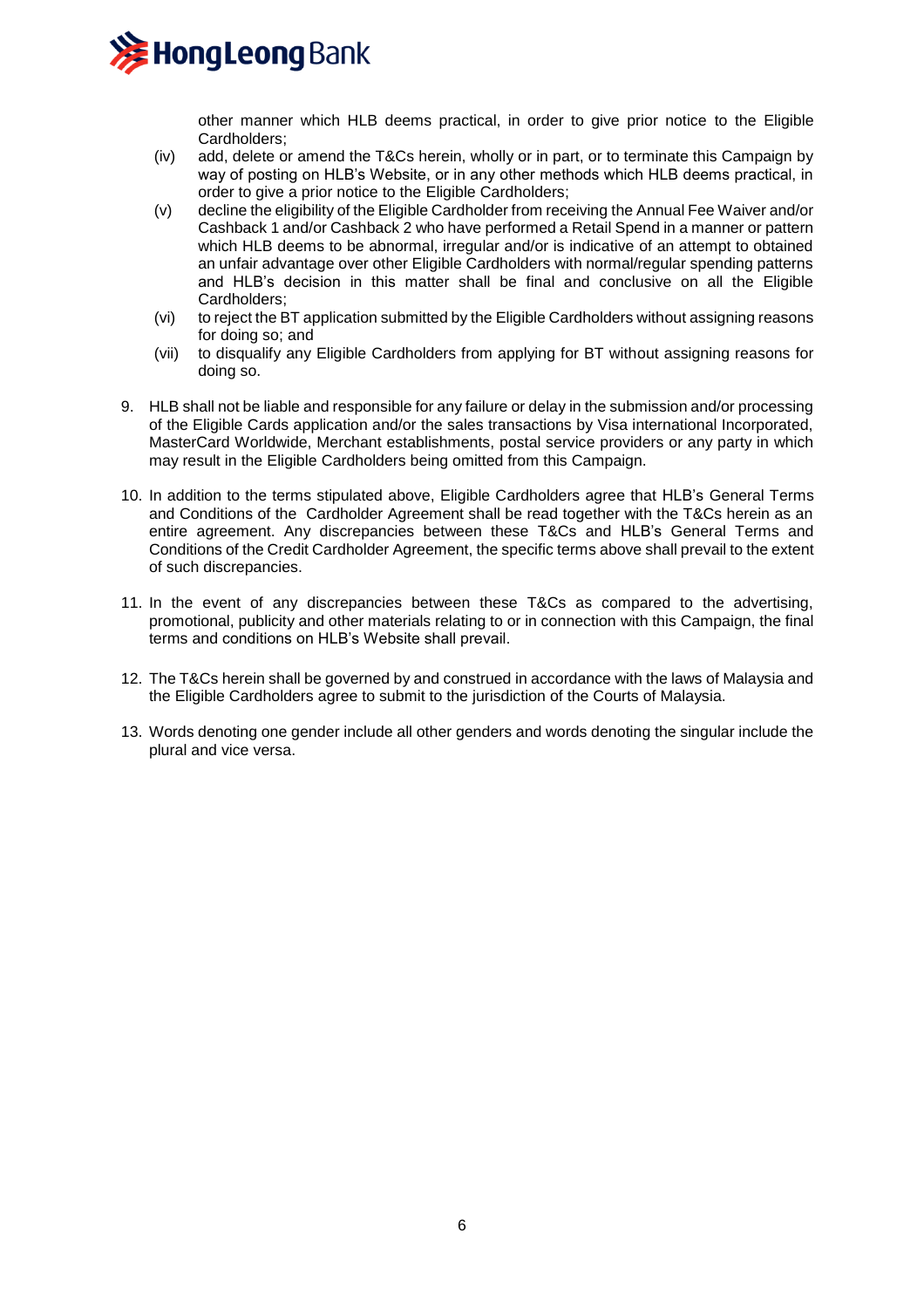other manner which HLB deems practical, in order to give prior notice to the Eligible Cardholders;

(iv) add, delete or amend the T&Cs herein, wholly or in part, or to terminate this Campaign by way of posting on HLB's Website, or in any other methods which HLB deems practical, in order to give a prior notice to the Eligible Cardholders;

(v) decline the eligibility of the Eligible Cardholder from receiving the Annual Fee Waiver and/or Cashback 1 and/or Cashback 2 who have performed a Retail Spend in a manner or pattern which HLB deems to be abnormal, irregular and/or is indicative of an attempt to obtained an unfair advantage over other Eligible Cardholders with normal/regular spending patterns and HLB's decision in this matter shall be final and conclusive on all the Eligible Cardholders;

(vi) to reject the BT application submitted by the Eligible Cardholders without assigning reasons for doing so; and

(vii) to disqualify any Eligible Cardholders from applying for BT without assigning reasons for doing so.

9. HLB shall not be liable and responsible for any failure or delay in the submission and/or processing of the Eligible Cards application and/or the sales transactions by Visa international Incorporated, MasterCard Worldwide, Merchant establishments, postal service providers or any party in which may result in the Eligible Cardholders being omitted from this Campaign.

10. In addition to the terms stipulated above, Eligible Cardholders agree that HLB's General Terms and Conditions of the Cardholder Agreement shall be read together with the T&Cs herein as an entire agreement. Any discrepancies between these T&Cs and HLB's General Terms and Conditions of the Credit Cardholder Agreement, the specific terms above shall prevail to the extent of such discrepancies.

11. In the event of any discrepancies between these T&Cs as compared to the advertising, promotional, publicity and other materials relating to or in connection with this Campaign, the final terms and conditions on HLB's Website shall prevail.

12. The T&Cs herein shall be governed by and construed in accordance with the laws of Malaysia and the Eligible Cardholders agree to submit to the jurisdiction of the Courts of Malaysia.

13. Words denoting one gender include all other genders and words denoting the singular include the plural and vice versa.